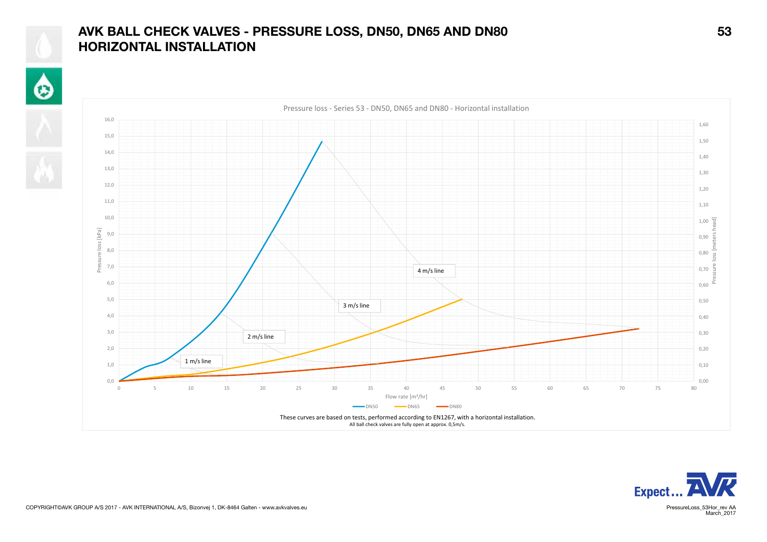# AVK BALL CHECK VALVES - PRESSURE LOSS, DN50, DN65 AND DN80 HORIZONTAL INSTALLATION

Pressure loss - Series 53 - DN50, DN65 and DN80 - Horizontal installation

Pressure loss [kPa]: 0,0 – 16,0

Pressure loss [meters head]: 0,00 – 1,60

Flow rate [m³/hr]: 0 – 80

1 m/s line · 2 m/s line · 3 m/s line · 4 m/s line

DN50 · DN65 · DN80

These curves are based on tests, performed according to EN1267, with a horizontal installation.

All ball check valves are fully open at approx. 0,5m/s.

COPYRIGHT©AVK GROUP A/S 2017 - AVK INTERNATIONAL A/S, Bizonvej 1, DK-8464 Galten - www.avkvalves.eu

PressureLoss_53Hor_rev AA
March_2017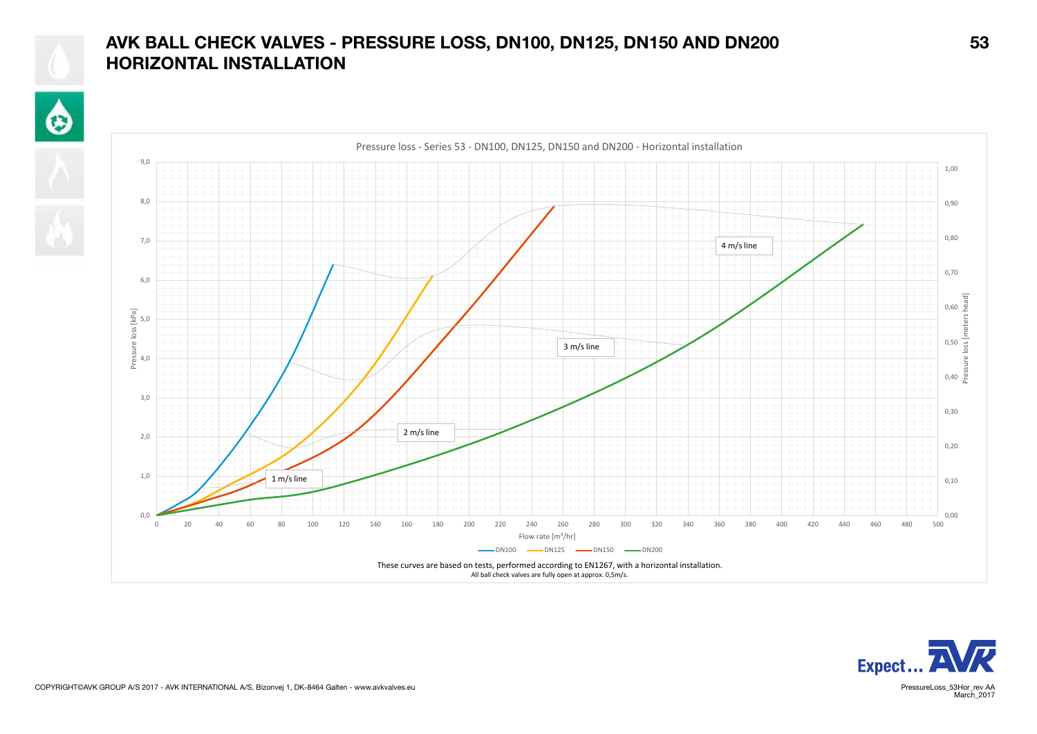# AVK BALL CHECK VALVES - PRESSURE LOSS, DN100, DN125, DN150 AND DN200 HORIZONTAL INSTALLATION

Pressure loss - Series 53 - DN100, DN125, DN150 and DN200 - Horizontal installation

These curves are based on tests, performed according to EN1267, with a horizontal installation.
All ball check valves are fully open at approx. 0,5m/s.

COPYRIGHT©AVK GROUP A/S 2017 - AVK INTERNATIONAL A/S, Bizonvej 1, DK-8464 Galten - www.avkvalves.eu

PressureLoss_53Hor_rev AA
March_2017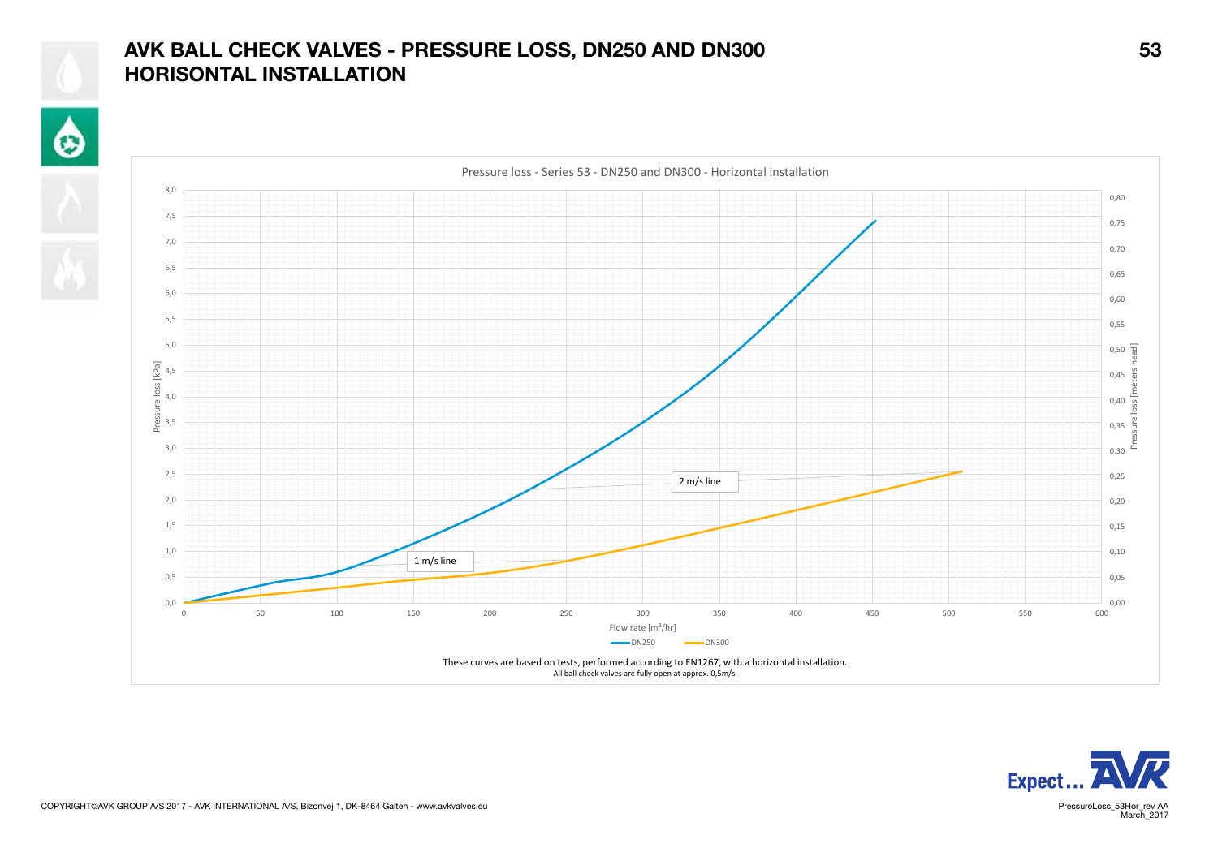# AVK BALL CHECK VALVES - PRESSURE LOSS, DN250 AND DN300 HORISONTAL INSTALLATION

Pressure loss - Series 53 - DN250 and DN300 - Horizontal installation

Pressure loss [kPa]

8,0
7,5
7,0
6,5
6,0
5,5
5,0
4,5
4,0
3,5
3,0
2,5
2,0
1,5
1,0
0,5
0,0

Pressure loss [meters head]

0,80
0,75
0,70
0,65
0,60
0,55
0,50
0,45
0,40
0,35
0,30
0,25
0,20
0,15
0,10
0,05
0,00

2 m/s line

1 m/s line

0 50 100 150 200 250 300 350 400 450 500 550 600

Flow rate [$m^3$/hr]

DN250 DN300

These curves are based on tests, performed according to EN1267, with a horizontal installation.

All ball check valves are fully open at approx. 0,5m/s.

COPYRIGHT©AVK GROUP A/S 2017 - AVK INTERNATIONAL A/S, Bizonvej 1, DK-8464 Galten - www.avkvalves.eu

Expect... AVK

PressureLoss_53Hor_rev AA
March_2017